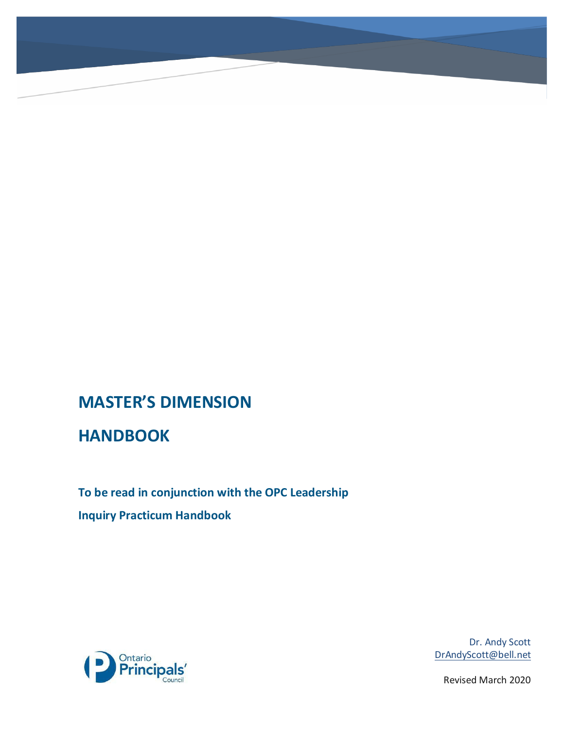# MASTER'S DIMENSION

# HANDBOOK

**To be read in conjunction with the OPC Leadership Inquiry Practicum Handbook**

Ontario Principals' Council

Dr. Andy Scott
DrAndyScott@bell.net

Revised March 2020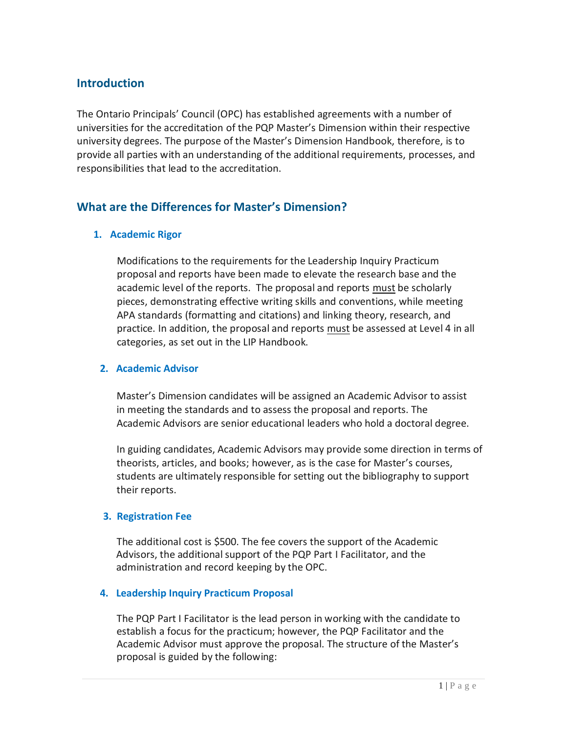## Introduction

The Ontario Principals' Council (OPC) has established agreements with a number of universities for the accreditation of the PQP Master's Dimension within their respective university degrees. The purpose of the Master's Dimension Handbook, therefore, is to provide all parties with an understanding of the additional requirements, processes, and responsibilities that lead to the accreditation.

## What are the Differences for Master's Dimension?

### 1. Academic Rigor

Modifications to the requirements for the Leadership Inquiry Practicum proposal and reports have been made to elevate the research base and the academic level of the reports. The proposal and reports must be scholarly pieces, demonstrating effective writing skills and conventions, while meeting APA standards (formatting and citations) and linking theory, research, and practice. In addition, the proposal and reports must be assessed at Level 4 in all categories, as set out in the LIP Handbook.

### 2. Academic Advisor

Master's Dimension candidates will be assigned an Academic Advisor to assist in meeting the standards and to assess the proposal and reports. The Academic Advisors are senior educational leaders who hold a doctoral degree.

In guiding candidates, Academic Advisors may provide some direction in terms of theorists, articles, and books; however, as is the case for Master's courses, students are ultimately responsible for setting out the bibliography to support their reports.

### 3. Registration Fee

The additional cost is $500. The fee covers the support of the Academic Advisors, the additional support of the PQP Part I Facilitator, and the administration and record keeping by the OPC.

### 4. Leadership Inquiry Practicum Proposal

The PQP Part I Facilitator is the lead person in working with the candidate to establish a focus for the practicum; however, the PQP Facilitator and the Academic Advisor must approve the proposal. The structure of the Master's proposal is guided by the following: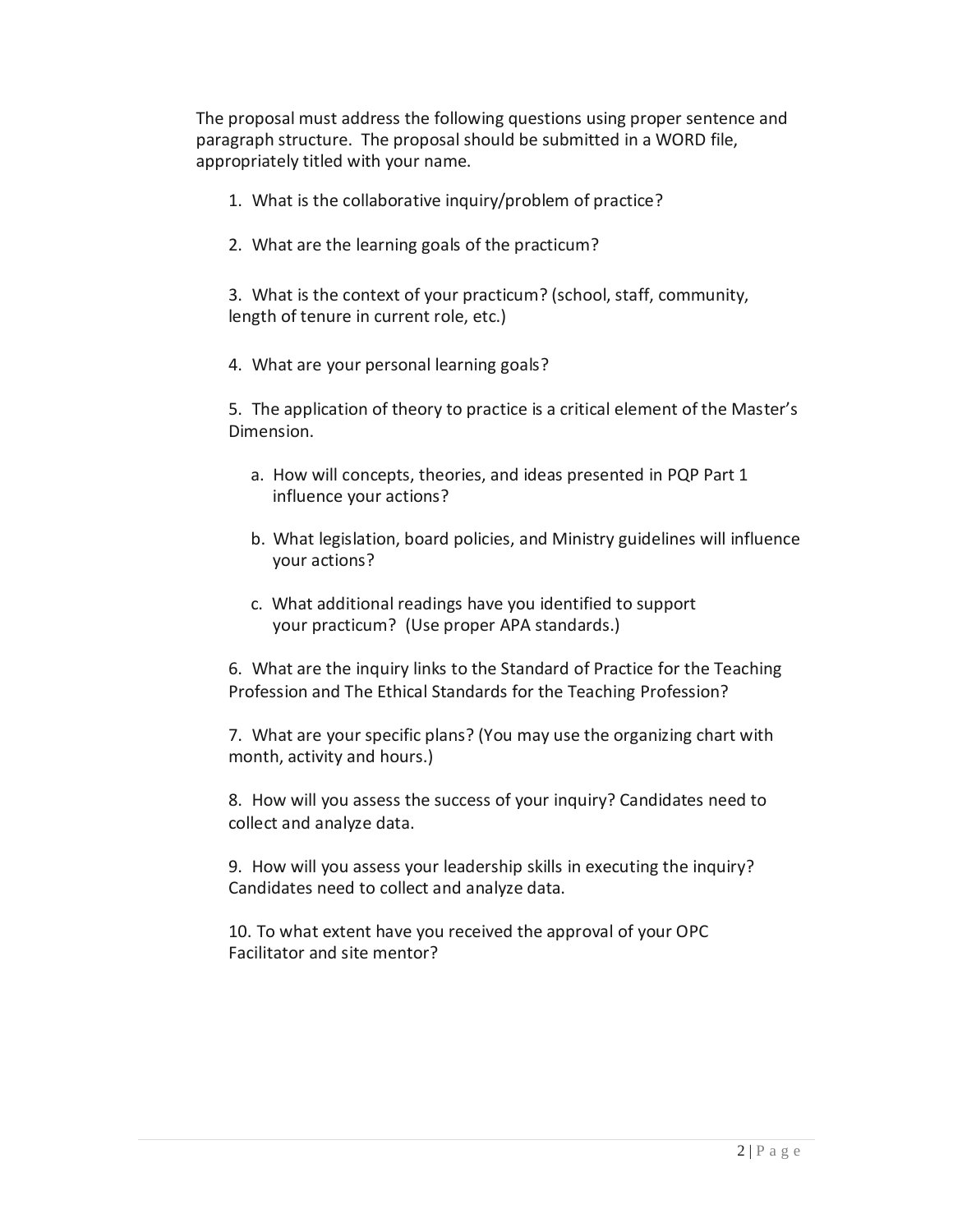The proposal must address the following questions using proper sentence and paragraph structure. The proposal should be submitted in a WORD file, appropriately titled with your name.

1. What is the collaborative inquiry/problem of practice?

2. What are the learning goals of the practicum?

3. What is the context of your practicum? (school, staff, community, length of tenure in current role, etc.)

4. What are your personal learning goals?

5. The application of theory to practice is a critical element of the Master's Dimension.

   a. How will concepts, theories, and ideas presented in PQP Part 1 influence your actions?

   b. What legislation, board policies, and Ministry guidelines will influence your actions?

   c. What additional readings have you identified to support your practicum? (Use proper APA standards.)

6. What are the inquiry links to the Standard of Practice for the Teaching Profession and The Ethical Standards for the Teaching Profession?

7. What are your specific plans? (You may use the organizing chart with month, activity and hours.)

8. How will you assess the success of your inquiry? Candidates need to collect and analyze data.

9. How will you assess your leadership skills in executing the inquiry? Candidates need to collect and analyze data.

10. To what extent have you received the approval of your OPC Facilitator and site mentor?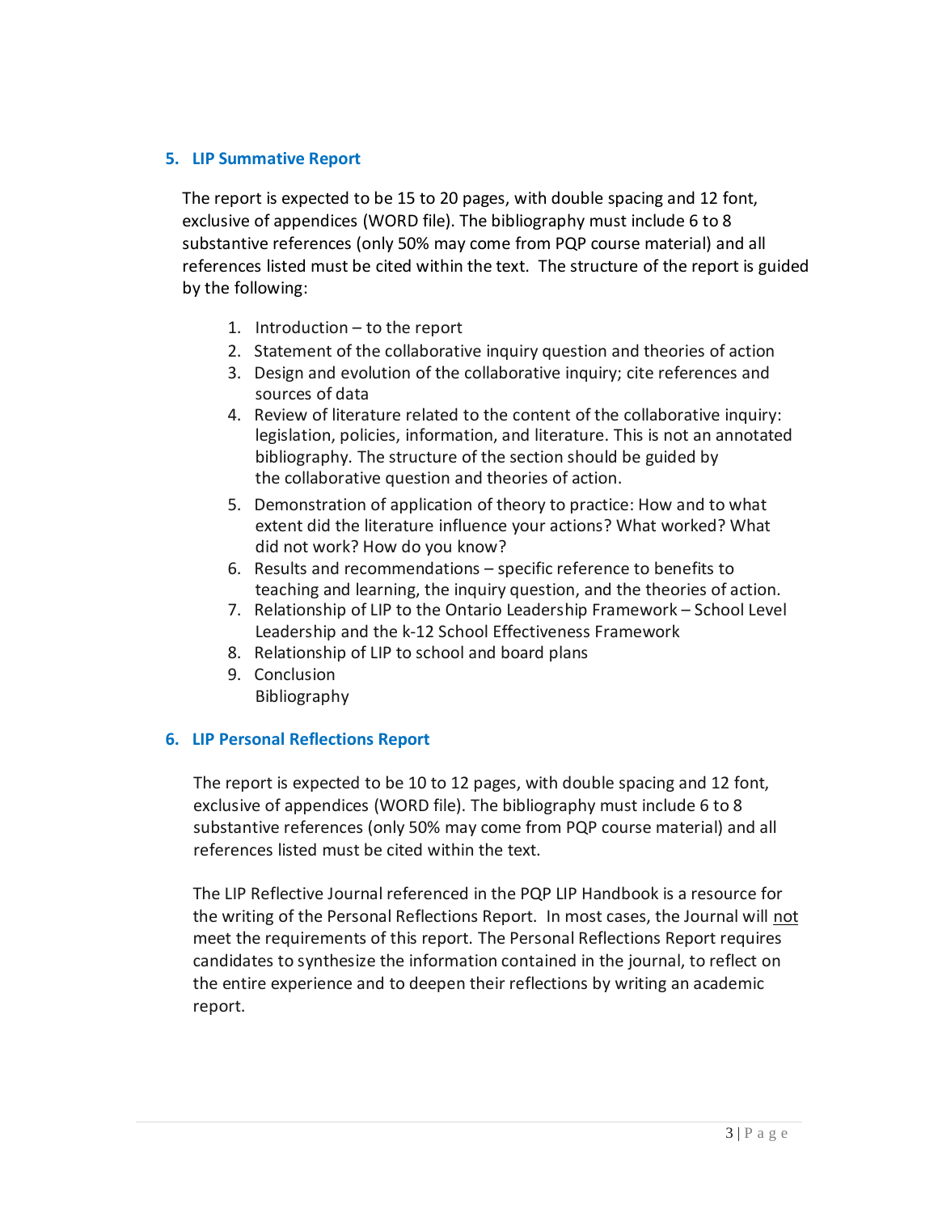## 5. LIP Summative Report

The report is expected to be 15 to 20 pages, with double spacing and 12 font, exclusive of appendices (WORD file). The bibliography must include 6 to 8 substantive references (only 50% may come from PQP course material) and all references listed must be cited within the text. The structure of the report is guided by the following:

1. Introduction – to the report
2. Statement of the collaborative inquiry question and theories of action
3. Design and evolution of the collaborative inquiry; cite references and sources of data
4. Review of literature related to the content of the collaborative inquiry: legislation, policies, information, and literature. This is not an annotated bibliography. The structure of the section should be guided by the collaborative question and theories of action.
5. Demonstration of application of theory to practice: How and to what extent did the literature influence your actions? What worked? What did not work? How do you know?
6. Results and recommendations – specific reference to benefits to teaching and learning, the inquiry question, and the theories of action.
7. Relationship of LIP to the Ontario Leadership Framework – School Level Leadership and the k-12 School Effectiveness Framework
8. Relationship of LIP to school and board plans
9. Conclusion

   Bibliography

## 6. LIP Personal Reflections Report

The report is expected to be 10 to 12 pages, with double spacing and 12 font, exclusive of appendices (WORD file). The bibliography must include 6 to 8 substantive references (only 50% may come from PQP course material) and all references listed must be cited within the text.

The LIP Reflective Journal referenced in the PQP LIP Handbook is a resource for the writing of the Personal Reflections Report. In most cases, the Journal will <u>not</u> meet the requirements of this report. The Personal Reflections Report requires candidates to synthesize the information contained in the journal, to reflect on the entire experience and to deepen their reflections by writing an academic report.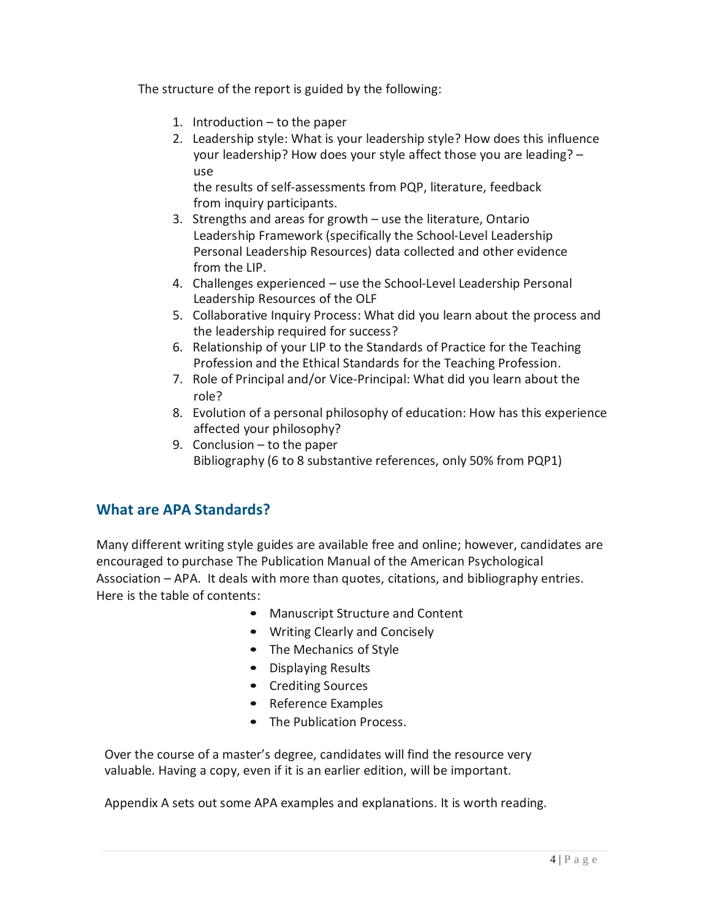The structure of the report is guided by the following:

1. Introduction – to the paper
2. Leadership style: What is your leadership style? How does this influence your leadership? How does your style affect those you are leading? – use
   the results of self-assessments from PQP, literature, feedback from inquiry participants.
3. Strengths and areas for growth – use the literature, Ontario Leadership Framework (specifically the School-Level Leadership Personal Leadership Resources) data collected and other evidence from the LIP.
4. Challenges experienced – use the School-Level Leadership Personal Leadership Resources of the OLF
5. Collaborative Inquiry Process: What did you learn about the process and the leadership required for success?
6. Relationship of your LIP to the Standards of Practice for the Teaching Profession and the Ethical Standards for the Teaching Profession.
7. Role of Principal and/or Vice-Principal: What did you learn about the role?
8. Evolution of a personal philosophy of education: How has this experience affected your philosophy?
9. Conclusion – to the paper
   Bibliography (6 to 8 substantive references, only 50% from PQP1)

## What are APA Standards?

Many different writing style guides are available free and online; however, candidates are encouraged to purchase The Publication Manual of the American Psychological Association – APA. It deals with more than quotes, citations, and bibliography entries. Here is the table of contents:

- Manuscript Structure and Content
- Writing Clearly and Concisely
- The Mechanics of Style
- Displaying Results
- Crediting Sources
- Reference Examples
- The Publication Process.

Over the course of a master's degree, candidates will find the resource very valuable. Having a copy, even if it is an earlier edition, will be important.

Appendix A sets out some APA examples and explanations. It is worth reading.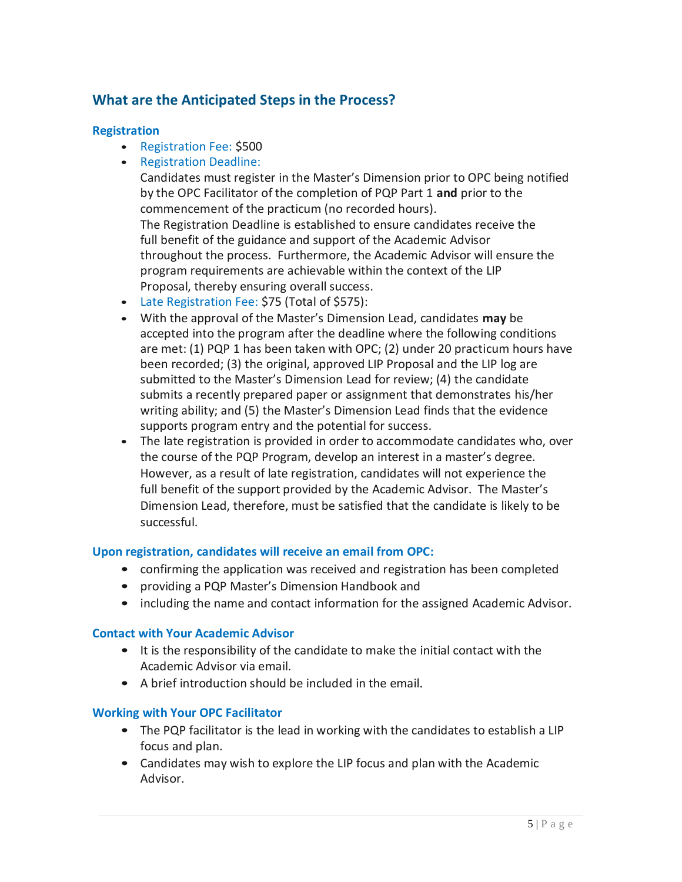## What are the Anticipated Steps in the Process?

### Registration

- Registration Fee: $500
- Registration Deadline:
  Candidates must register in the Master's Dimension prior to OPC being notified by the OPC Facilitator of the completion of PQP Part 1 **and** prior to the commencement of the practicum (no recorded hours).
  The Registration Deadline is established to ensure candidates receive the full benefit of the guidance and support of the Academic Advisor throughout the process. Furthermore, the Academic Advisor will ensure the program requirements are achievable within the context of the LIP Proposal, thereby ensuring overall success.
- Late Registration Fee: $75 (Total of $575):
- With the approval of the Master's Dimension Lead, candidates **may** be accepted into the program after the deadline where the following conditions are met: (1) PQP 1 has been taken with OPC; (2) under 20 practicum hours have been recorded; (3) the original, approved LIP Proposal and the LIP log are submitted to the Master's Dimension Lead for review; (4) the candidate submits a recently prepared paper or assignment that demonstrates his/her writing ability; and (5) the Master's Dimension Lead finds that the evidence supports program entry and the potential for success.
- The late registration is provided in order to accommodate candidates who, over the course of the PQP Program, develop an interest in a master's degree. However, as a result of late registration, candidates will not experience the full benefit of the support provided by the Academic Advisor. The Master's Dimension Lead, therefore, must be satisfied that the candidate is likely to be successful.

### Upon registration, candidates will receive an email from OPC:

- confirming the application was received and registration has been completed
- providing a PQP Master's Dimension Handbook and
- including the name and contact information for the assigned Academic Advisor.

### Contact with Your Academic Advisor

- It is the responsibility of the candidate to make the initial contact with the Academic Advisor via email.
- A brief introduction should be included in the email.

### Working with Your OPC Facilitator

- The PQP facilitator is the lead in working with the candidates to establish a LIP focus and plan.
- Candidates may wish to explore the LIP focus and plan with the Academic Advisor.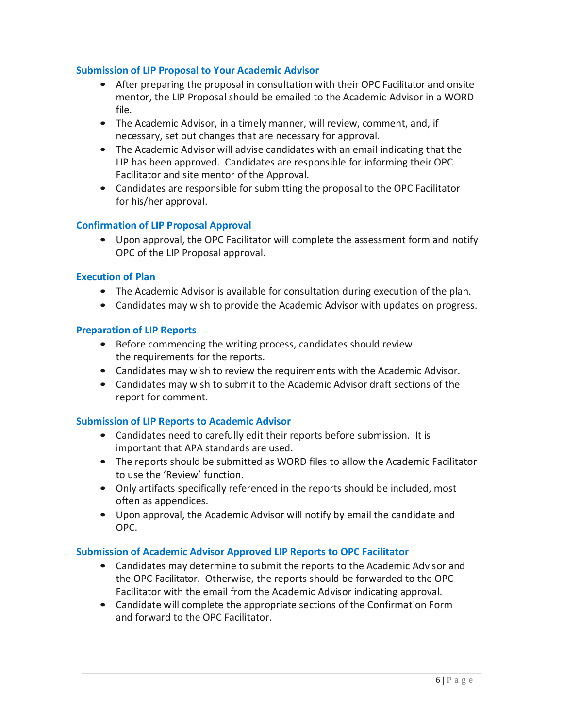### Submission of LIP Proposal to Your Academic Advisor

- After preparing the proposal in consultation with their OPC Facilitator and onsite mentor, the LIP Proposal should be emailed to the Academic Advisor in a WORD file.
- The Academic Advisor, in a timely manner, will review, comment, and, if necessary, set out changes that are necessary for approval.
- The Academic Advisor will advise candidates with an email indicating that the LIP has been approved. Candidates are responsible for informing their OPC Facilitator and site mentor of the Approval.
- Candidates are responsible for submitting the proposal to the OPC Facilitator for his/her approval.

### Confirmation of LIP Proposal Approval

- Upon approval, the OPC Facilitator will complete the assessment form and notify OPC of the LIP Proposal approval.

### Execution of Plan

- The Academic Advisor is available for consultation during execution of the plan.
- Candidates may wish to provide the Academic Advisor with updates on progress.

### Preparation of LIP Reports

- Before commencing the writing process, candidates should review the requirements for the reports.
- Candidates may wish to review the requirements with the Academic Advisor.
- Candidates may wish to submit to the Academic Advisor draft sections of the report for comment.

### Submission of LIP Reports to Academic Advisor

- Candidates need to carefully edit their reports before submission. It is important that APA standards are used.
- The reports should be submitted as WORD files to allow the Academic Facilitator to use the 'Review' function.
- Only artifacts specifically referenced in the reports should be included, most often as appendices.
- Upon approval, the Academic Advisor will notify by email the candidate and OPC.

### Submission of Academic Advisor Approved LIP Reports to OPC Facilitator

- Candidates may determine to submit the reports to the Academic Advisor and the OPC Facilitator. Otherwise, the reports should be forwarded to the OPC Facilitator with the email from the Academic Advisor indicating approval.
- Candidate will complete the appropriate sections of the Confirmation Form and forward to the OPC Facilitator.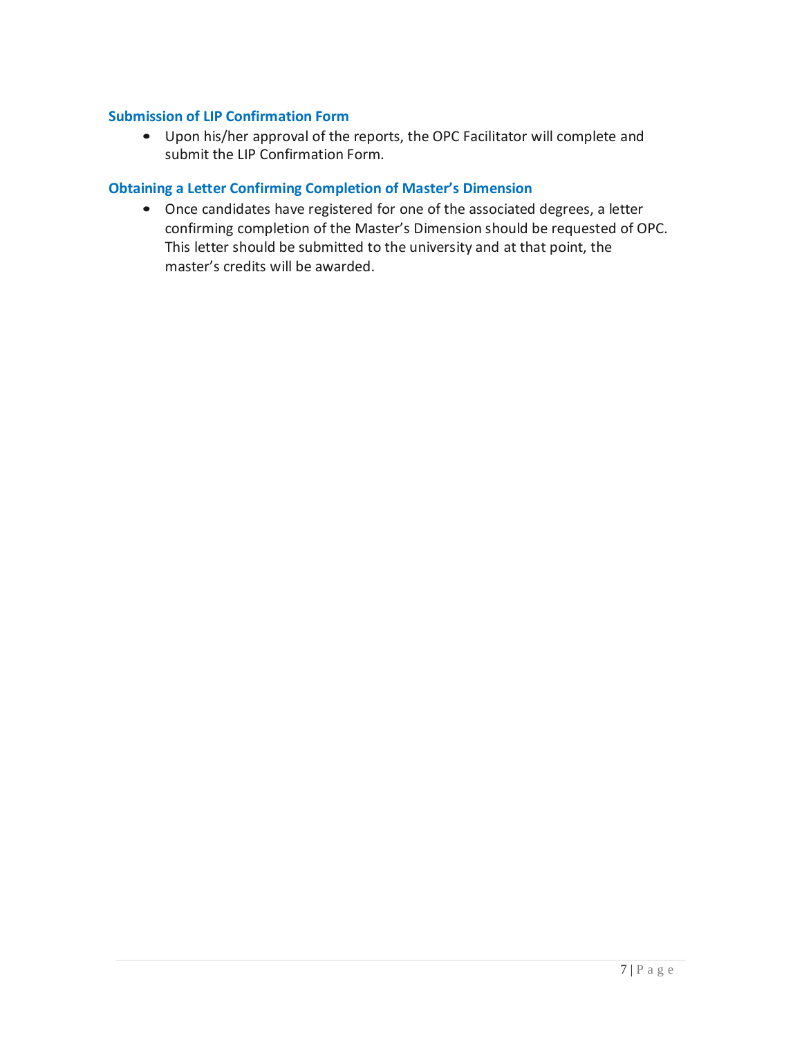### Submission of LIP Confirmation Form

- Upon his/her approval of the reports, the OPC Facilitator will complete and submit the LIP Confirmation Form.

### Obtaining a Letter Confirming Completion of Master's Dimension

- Once candidates have registered for one of the associated degrees, a letter confirming completion of the Master's Dimension should be requested of OPC. This letter should be submitted to the university and at that point, the master's credits will be awarded.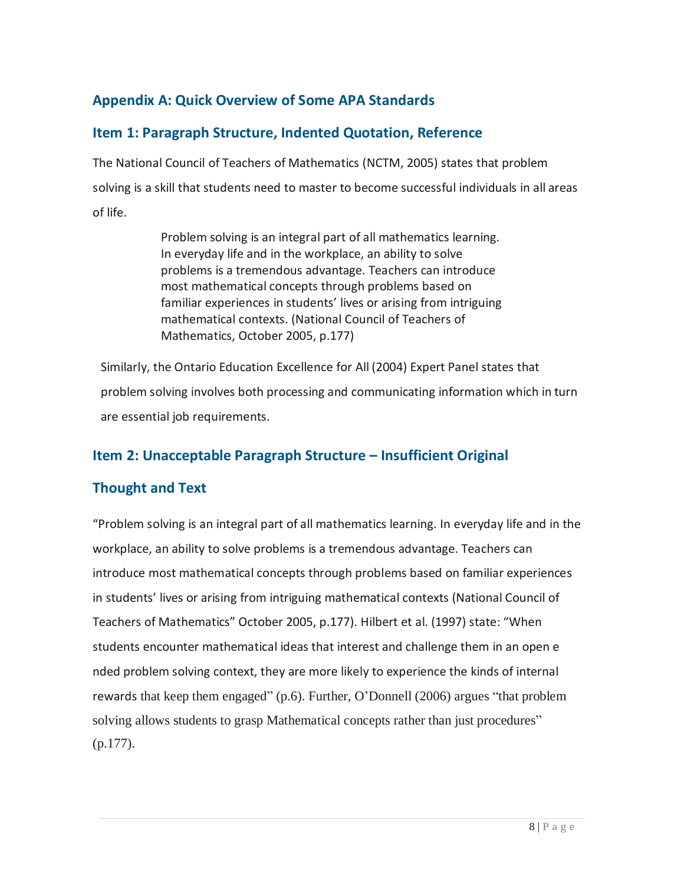## Appendix A: Quick Overview of Some APA Standards

### Item 1: Paragraph Structure, Indented Quotation, Reference

The National Council of Teachers of Mathematics (NCTM, 2005) states that problem solving is a skill that students need to master to become successful individuals in all areas of life.

> Problem solving is an integral part of all mathematics learning. In everyday life and in the workplace, an ability to solve problems is a tremendous advantage. Teachers can introduce most mathematical concepts through problems based on familiar experiences in students' lives or arising from intriguing mathematical contexts. (National Council of Teachers of Mathematics, October 2005, p.177)

Similarly, the Ontario Education Excellence for All (2004) Expert Panel states that problem solving involves both processing and communicating information which in turn are essential job requirements.

### Item 2: Unacceptable Paragraph Structure – Insufficient Original Thought and Text

"Problem solving is an integral part of all mathematics learning. In everyday life and in the workplace, an ability to solve problems is a tremendous advantage. Teachers can introduce most mathematical concepts through problems based on familiar experiences in students' lives or arising from intriguing mathematical contexts (National Council of Teachers of Mathematics" October 2005, p.177). Hilbert et al. (1997) state: "When students encounter mathematical ideas that interest and challenge them in an open e nded problem solving context, they are more likely to experience the kinds of internal rewards that keep them engaged" (p.6). Further, O'Donnell (2006) argues "that problem solving allows students to grasp Mathematical concepts rather than just procedures" (p.177).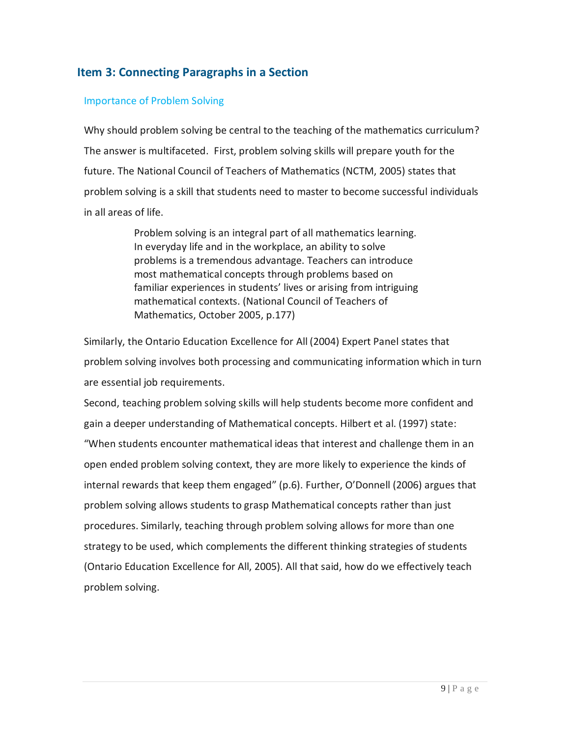## Item 3: Connecting Paragraphs in a Section

### Importance of Problem Solving

Why should problem solving be central to the teaching of the mathematics curriculum? The answer is multifaceted. First, problem solving skills will prepare youth for the future. The National Council of Teachers of Mathematics (NCTM, 2005) states that problem solving is a skill that students need to master to become successful individuals in all areas of life.

> Problem solving is an integral part of all mathematics learning. In everyday life and in the workplace, an ability to solve problems is a tremendous advantage. Teachers can introduce most mathematical concepts through problems based on familiar experiences in students' lives or arising from intriguing mathematical contexts. (National Council of Teachers of Mathematics, October 2005, p.177)

Similarly, the Ontario Education Excellence for All (2004) Expert Panel states that problem solving involves both processing and communicating information which in turn are essential job requirements.

Second, teaching problem solving skills will help students become more confident and gain a deeper understanding of Mathematical concepts. Hilbert et al. (1997) state: "When students encounter mathematical ideas that interest and challenge them in an open ended problem solving context, they are more likely to experience the kinds of internal rewards that keep them engaged" (p.6). Further, O'Donnell (2006) argues that problem solving allows students to grasp Mathematical concepts rather than just procedures. Similarly, teaching through problem solving allows for more than one strategy to be used, which complements the different thinking strategies of students (Ontario Education Excellence for All, 2005). All that said, how do we effectively teach problem solving.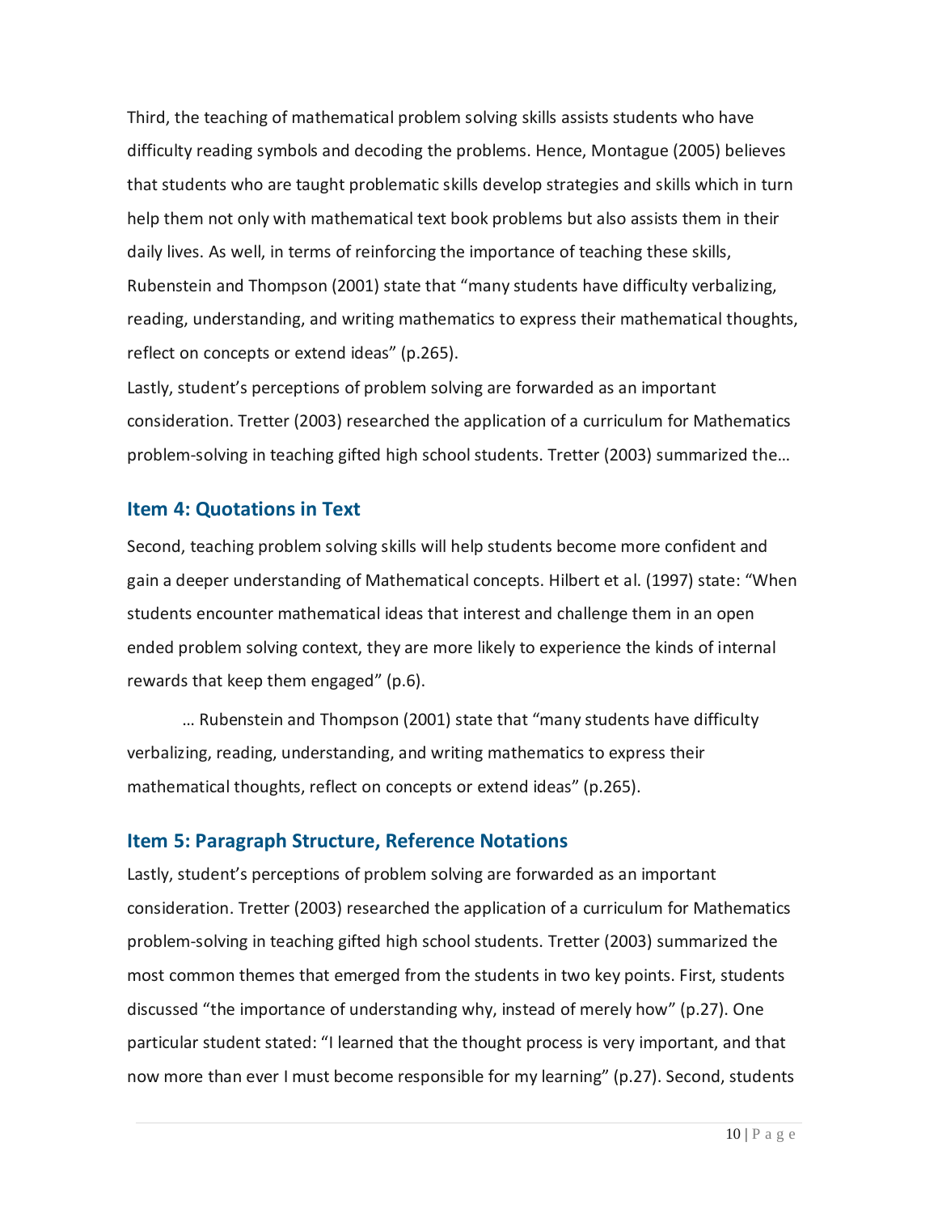Third, the teaching of mathematical problem solving skills assists students who have difficulty reading symbols and decoding the problems. Hence, Montague (2005) believes that students who are taught problematic skills develop strategies and skills which in turn help them not only with mathematical text book problems but also assists them in their daily lives. As well, in terms of reinforcing the importance of teaching these skills, Rubenstein and Thompson (2001) state that "many students have difficulty verbalizing, reading, understanding, and writing mathematics to express their mathematical thoughts, reflect on concepts or extend ideas" (p.265).

Lastly, student's perceptions of problem solving are forwarded as an important consideration. Tretter (2003) researched the application of a curriculum for Mathematics problem-solving in teaching gifted high school students. Tretter (2003) summarized the…

### Item 4: Quotations in Text

Second, teaching problem solving skills will help students become more confident and gain a deeper understanding of Mathematical concepts. Hilbert et al. (1997) state: "When students encounter mathematical ideas that interest and challenge them in an open ended problem solving context, they are more likely to experience the kinds of internal rewards that keep them engaged" (p.6).

… Rubenstein and Thompson (2001) state that "many students have difficulty verbalizing, reading, understanding, and writing mathematics to express their mathematical thoughts, reflect on concepts or extend ideas" (p.265).

### Item 5: Paragraph Structure, Reference Notations

Lastly, student's perceptions of problem solving are forwarded as an important consideration. Tretter (2003) researched the application of a curriculum for Mathematics problem-solving in teaching gifted high school students. Tretter (2003) summarized the most common themes that emerged from the students in two key points. First, students discussed "the importance of understanding why, instead of merely how" (p.27). One particular student stated: "I learned that the thought process is very important, and that now more than ever I must become responsible for my learning" (p.27). Second, students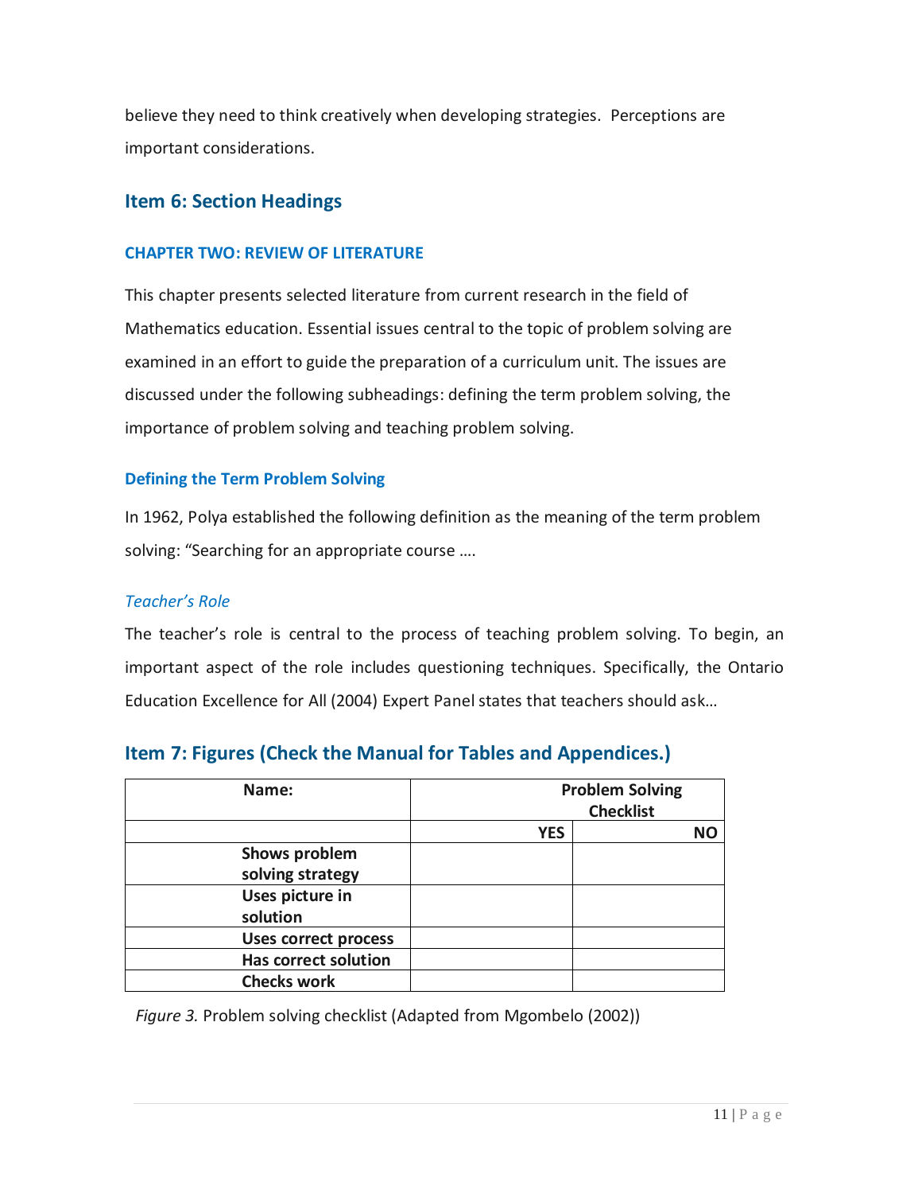believe they need to think creatively when developing strategies. Perceptions are important considerations.

## Item 6: Section Headings

### CHAPTER TWO: REVIEW OF LITERATURE

This chapter presents selected literature from current research in the field of Mathematics education. Essential issues central to the topic of problem solving are examined in an effort to guide the preparation of a curriculum unit. The issues are discussed under the following subheadings: defining the term problem solving, the importance of problem solving and teaching problem solving.

#### Defining the Term Problem Solving

In 1962, Polya established the following definition as the meaning of the term problem solving: "Searching for an appropriate course ….

*Teacher's Role*

The teacher's role is central to the process of teaching problem solving. To begin, an important aspect of the role includes questioning techniques. Specifically, the Ontario Education Excellence for All (2004) Expert Panel states that teachers should ask…

## Item 7: Figures (Check the Manual for Tables and Appendices.)

| **Name:** | **Problem Solving Checklist** | |
|---|---|---|
| | **YES** | **NO** |
| **Shows problem solving strategy** | | |
| **Uses picture in solution** | | |
| **Uses correct process** | | |
| **Has correct solution** | | |
| **Checks work** | | |

*Figure 3.* Problem solving checklist (Adapted from Mgombelo (2002))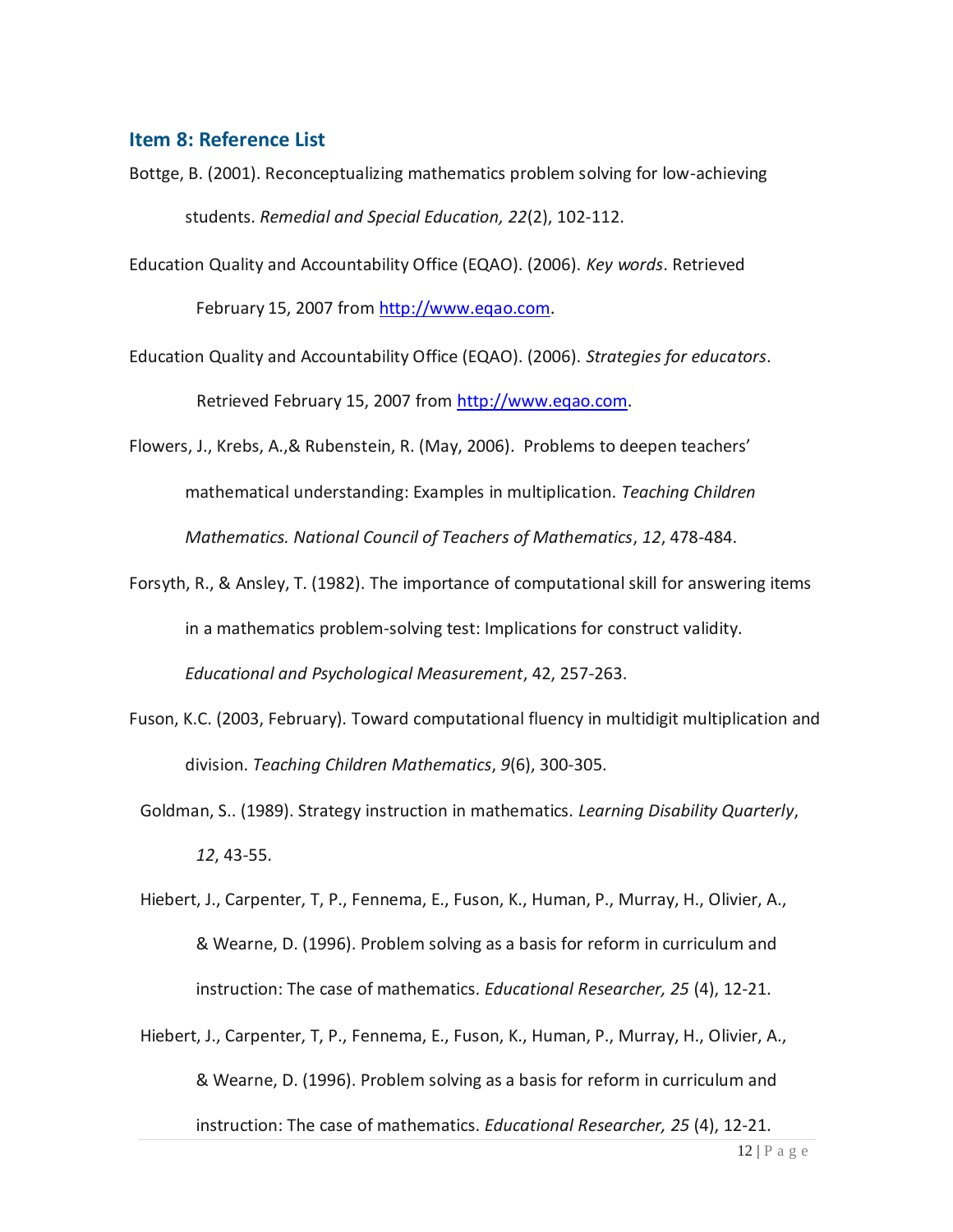## Item 8: Reference List

Bottge, B. (2001). Reconceptualizing mathematics problem solving for low-achieving students. *Remedial and Special Education, 22*(2), 102-112.

Education Quality and Accountability Office (EQAO). (2006). *Key words*. Retrieved February 15, 2007 from http://www.eqao.com.

Education Quality and Accountability Office (EQAO). (2006). *Strategies for educators*. Retrieved February 15, 2007 from http://www.eqao.com.

Flowers, J., Krebs, A.,& Rubenstein, R. (May, 2006). Problems to deepen teachers' mathematical understanding: Examples in multiplication. *Teaching Children Mathematics. National Council of Teachers of Mathematics*, *12*, 478-484.

Forsyth, R., & Ansley, T. (1982). The importance of computational skill for answering items in a mathematics problem-solving test: Implications for construct validity. *Educational and Psychological Measurement*, 42, 257-263.

Fuson, K.C. (2003, February). Toward computational fluency in multidigit multiplication and division. *Teaching Children Mathematics*, *9*(6), 300-305.

Goldman, S.. (1989). Strategy instruction in mathematics. *Learning Disability Quarterly*, *12*, 43-55.

Hiebert, J., Carpenter, T, P., Fennema, E., Fuson, K., Human, P., Murray, H., Olivier, A., & Wearne, D. (1996). Problem solving as a basis for reform in curriculum and instruction: The case of mathematics. *Educational Researcher, 25* (4), 12-21.

Hiebert, J., Carpenter, T, P., Fennema, E., Fuson, K., Human, P., Murray, H., Olivier, A., & Wearne, D. (1996). Problem solving as a basis for reform in curriculum and instruction: The case of mathematics. *Educational Researcher, 25* (4), 12-21.